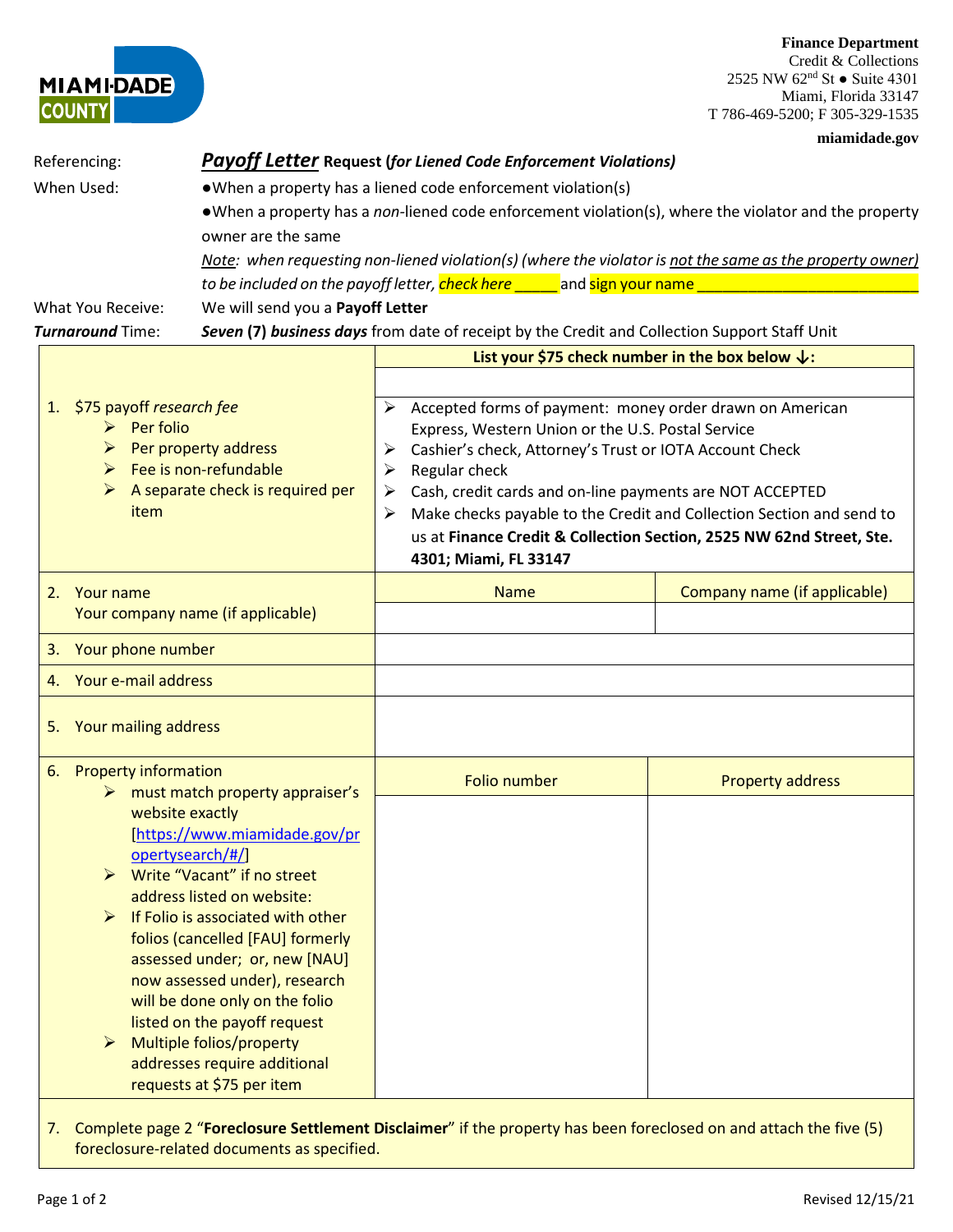**MIAMI-DADE COUNTY**

**Finance Department**
Credit & Collections
2525 NW 62nd St ● Suite 4301
Miami, Florida 33147
T 786-469-5200; F 305-329-1535

**miamidade.gov**

Referencing: ***Payoff Letter*** **Request (*for Liened Code Enforcement Violations*)**

When Used:
- ●When a property has a liened code enforcement violation(s)
- ●When a property has a *non*-liened code enforcement violation(s), where the violator and the property owner are the same

*Note: when requesting non-liened violation(s) (where the violator is not the same as the property owner) to be included on the payoff letter, check here _____ and sign your name ___________________________*

What You Receive: We will send you a **Payoff Letter**

***Turnaround*** Time: ***Seven*** **(7)** ***business days*** from date of receipt by the Credit and Collection Support Staff Unit

| | | |
|---|---|---|
| 1. $75 payoff *research fee*<br>➢ Per folio<br>➢ Per property address<br>➢ Fee is non-refundable<br>➢ A separate check is required per item | **List your $75 check number in the box below ↓:** | |
| | | |
| | ➢ Accepted forms of payment: money order drawn on American Express, Western Union or the U.S. Postal Service<br>➢ Cashier's check, Attorney's Trust or IOTA Account Check<br>➢ Regular check<br>➢ Cash, credit cards and on-line payments are NOT ACCEPTED<br>➢ Make checks payable to the Credit and Collection Section and send to us at **Finance Credit & Collection Section, 2525 NW 62nd Street, Ste. 4301; Miami, FL 33147** | |
| 2. Your name<br>Your company name (if applicable) | Name | Company name (if applicable) |
| | | |
| 3. Your phone number | | |
| 4. Your e-mail address | | |
| 5. Your mailing address | | |
| 6. Property information<br>➢ must match property appraiser's website exactly [https://www.miamidade.gov/propertysearch/#/]<br>➢ Write "Vacant" if no street address listed on website:<br>➢ If Folio is associated with other folios (cancelled [FAU] formerly assessed under; or, new [NAU] now assessed under), research will be done only on the folio listed on the payoff request<br>➢ Multiple folios/property addresses require additional requests at $75 per item | Folio number | Property address |
| | | |

7. Complete page 2 "**Foreclosure Settlement Disclaimer**" if the property has been foreclosed on and attach the five (5) foreclosure-related documents as specified.

Revised 12/15/21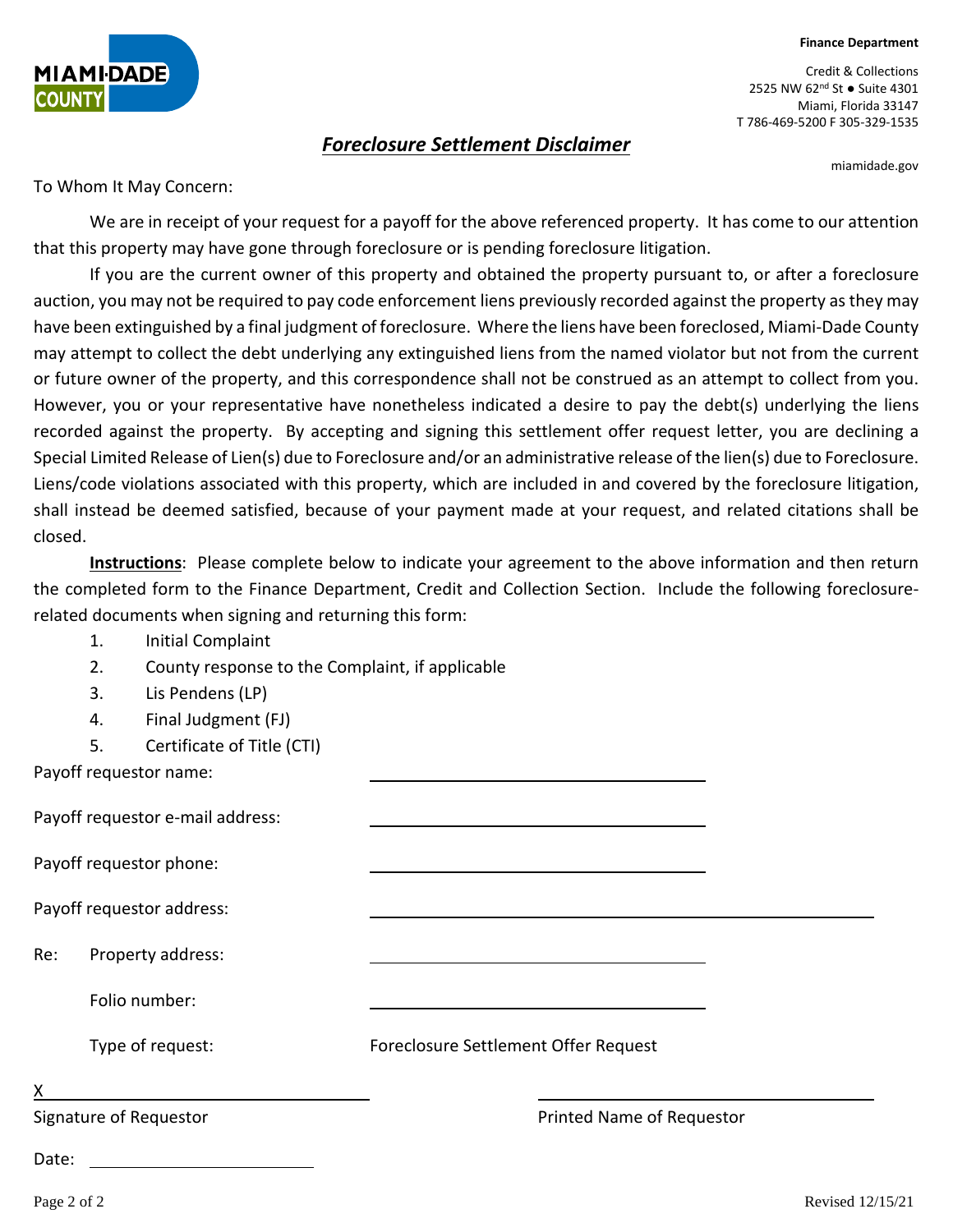**Finance Department**

Credit & Collections
2525 NW 62nd St ● Suite 4301
Miami, Florida 33147
T 786-469-5200 F 305-329-1535

miamidade.gov

# ***Foreclosure Settlement Disclaimer***

To Whom It May Concern:

We are in receipt of your request for a payoff for the above referenced property. It has come to our attention that this property may have gone through foreclosure or is pending foreclosure litigation.

If you are the current owner of this property and obtained the property pursuant to, or after a foreclosure auction, you may not be required to pay code enforcement liens previously recorded against the property as they may have been extinguished by a final judgment of foreclosure. Where the liens have been foreclosed, Miami-Dade County may attempt to collect the debt underlying any extinguished liens from the named violator but not from the current or future owner of the property, and this correspondence shall not be construed as an attempt to collect from you. However, you or your representative have nonetheless indicated a desire to pay the debt(s) underlying the liens recorded against the property. By accepting and signing this settlement offer request letter, you are declining a Special Limited Release of Lien(s) due to Foreclosure and/or an administrative release of the lien(s) due to Foreclosure. Liens/code violations associated with this property, which are included in and covered by the foreclosure litigation, shall instead be deemed satisfied, because of your payment made at your request, and related citations shall be closed.

**Instructions**: Please complete below to indicate your agreement to the above information and then return the completed form to the Finance Department, Credit and Collection Section. Include the following foreclosure-related documents when signing and returning this form:

1. Initial Complaint
2. County response to the Complaint, if applicable
3. Lis Pendens (LP)
4. Final Judgment (FJ)
5. Certificate of Title (CTI)

Payoff requestor name: ______________________________

Payoff requestor e-mail address: ______________________________

Payoff requestor phone: ______________________________

Payoff requestor address: ______________________________

Re: Property address: ______________________________

Folio number: ______________________________

Type of request: Foreclosure Settlement Offer Request

X______________________________ ______________________________

Signature of Requestor Printed Name of Requestor

Date: ____________________

Revised 12/15/21